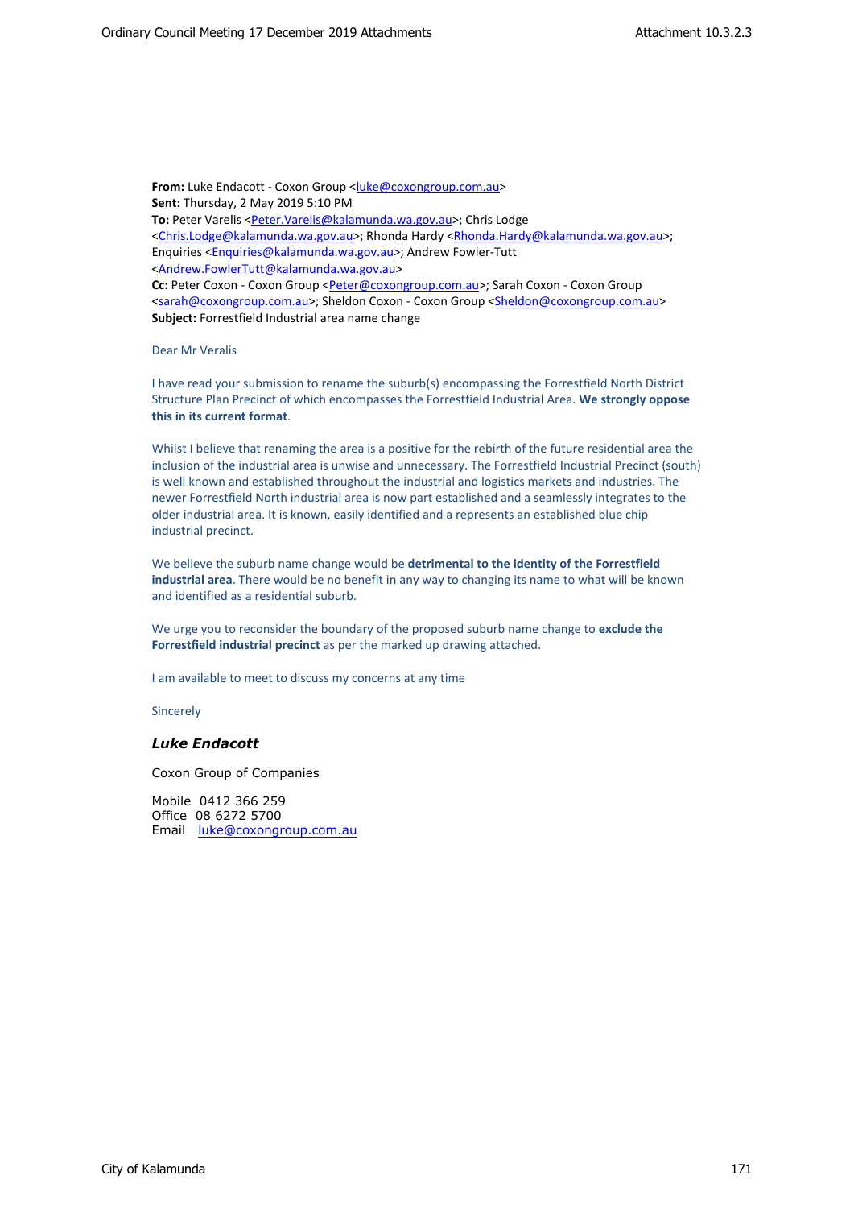**From:** Luke Endacott - Coxon Group <luke@coxongroup.com.au>
**Sent:** Thursday, 2 May 2019 5:10 PM
**To:** Peter Varelis <Peter.Varelis@kalamunda.wa.gov.au>; Chris Lodge <Chris.Lodge@kalamunda.wa.gov.au>; Rhonda Hardy <Rhonda.Hardy@kalamunda.wa.gov.au>; Enquiries <Enquiries@kalamunda.wa.gov.au>; Andrew Fowler-Tutt <Andrew.FowlerTutt@kalamunda.wa.gov.au>
**Cc:** Peter Coxon - Coxon Group <Peter@coxongroup.com.au>; Sarah Coxon - Coxon Group <sarah@coxongroup.com.au>; Sheldon Coxon - Coxon Group <Sheldon@coxongroup.com.au>
**Subject:** Forrestfield Industrial area name change

Dear Mr Veralis

I have read your submission to rename the suburb(s) encompassing the Forrestfield North District Structure Plan Precinct of which encompasses the Forrestfield Industrial Area. **We strongly oppose this in its current format**.

Whilst I believe that renaming the area is a positive for the rebirth of the future residential area the inclusion of the industrial area is unwise and unnecessary. The Forrestfield Industrial Precinct (south) is well known and established throughout the industrial and logistics markets and industries. The newer Forrestfield North industrial area is now part established and a seamlessly integrates to the older industrial area. It is known, easily identified and a represents an established blue chip industrial precinct.

We believe the suburb name change would be **detrimental to the identity of the Forrestfield industrial area**. There would be no benefit in any way to changing its name to what will be known and identified as a residential suburb.

We urge you to reconsider the boundary of the proposed suburb name change to **exclude the Forrestfield industrial precinct** as per the marked up drawing attached.

I am available to meet to discuss my concerns at any time

Sincerely

***Luke Endacott***

Coxon Group of Companies

Mobile 0412 366 259
Office 08 6272 5700
Email luke@coxongroup.com.au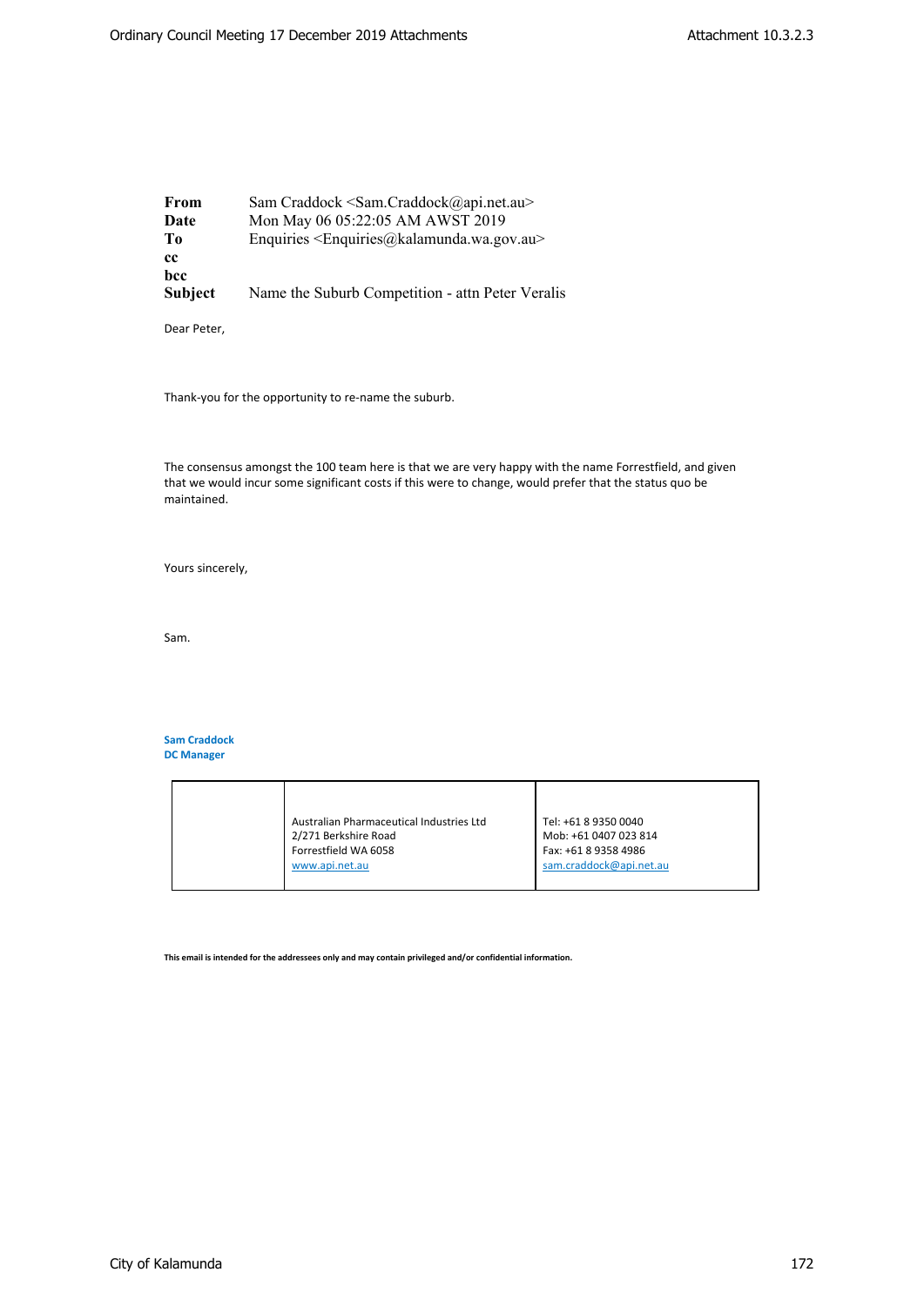| | |
|---|---|
| **From** | Sam Craddock <Sam.Craddock@api.net.au> |
| **Date** | Mon May 06 05:22:05 AM AWST 2019 |
| **To** | Enquiries <Enquiries@kalamunda.wa.gov.au> |
| **cc** | |
| **bcc** | |
| **Subject** | Name the Suburb Competition - attn Peter Veralis |

Dear Peter,

Thank-you for the opportunity to re-name the suburb.

The consensus amongst the 100 team here is that we are very happy with the name Forrestfield, and given that we would incur some significant costs if this were to change, would prefer that the status quo be maintained.

Yours sincerely,

Sam.

**Sam Craddock**
**DC Manager**

| | | |
|---|---|---|
| | Australian Pharmaceutical Industries Ltd<br>2/271 Berkshire Road<br>Forrestfield WA 6058<br>www.api.net.au | Tel: +61 8 9350 0040<br>Mob: +61 0407 023 814<br>Fax: +61 8 9358 4986<br>sam.craddock@api.net.au |

**This email is intended for the addressees only and may contain privileged and/or confidential information.**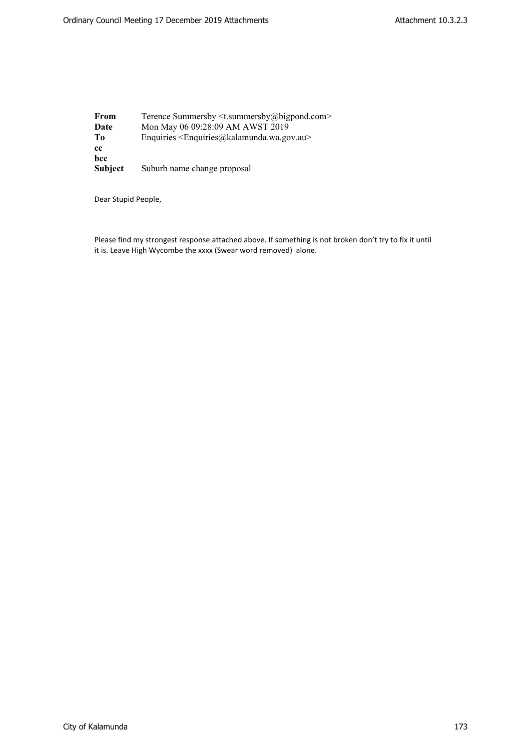| | |
|---|---|
| **From** | Terence Summersby <t.summersby@bigpond.com> |
| **Date** | Mon May 06 09:28:09 AM AWST 2019 |
| **To** | Enquiries <Enquiries@kalamunda.wa.gov.au> |
| **cc** | |
| **bcc** | |
| **Subject** | Suburb name change proposal |

Dear Stupid People,

Please find my strongest response attached above. If something is not broken don't try to fix it until it is. Leave High Wycombe the xxxx (Swear word removed) alone.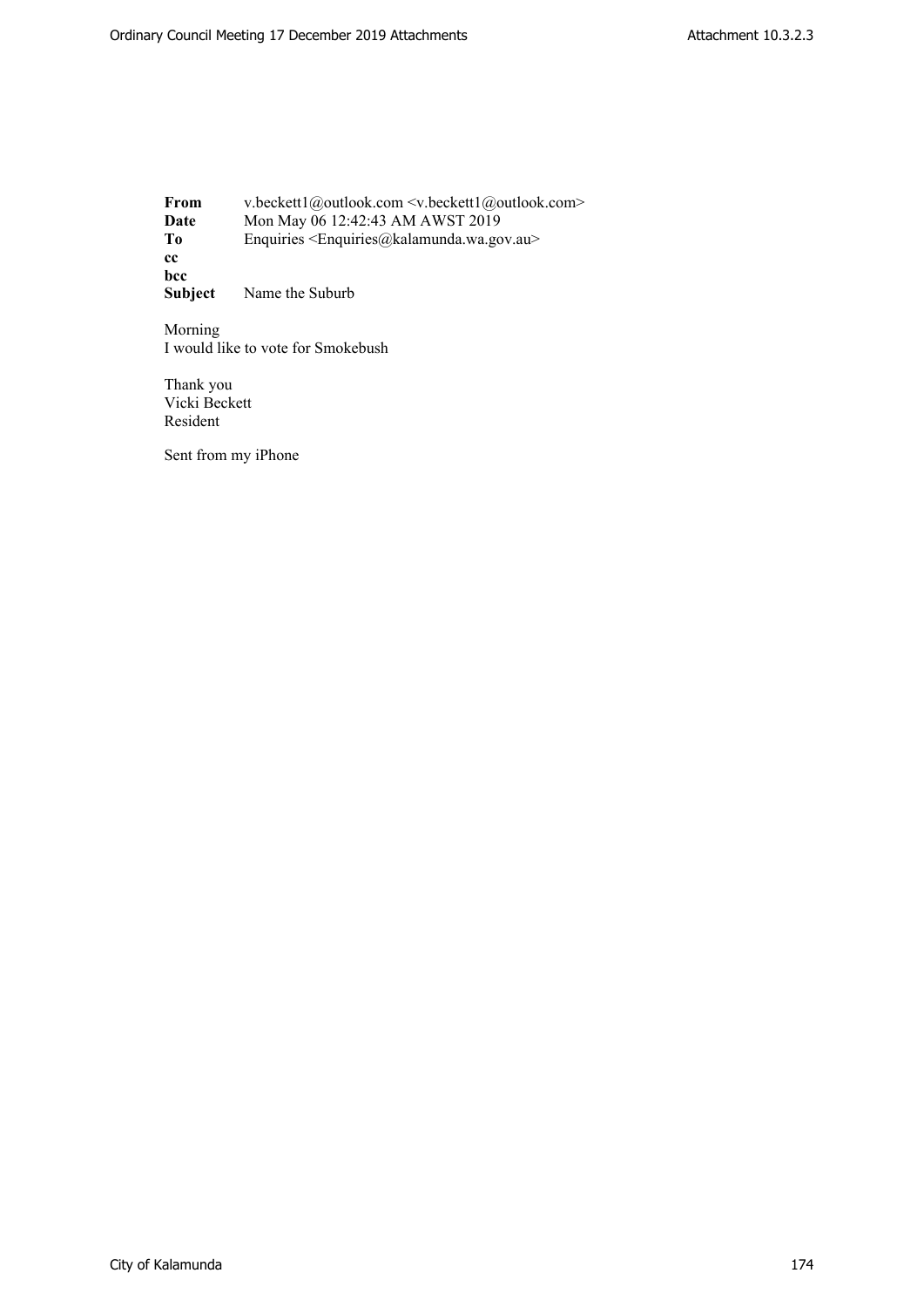| | |
|---|---|
| **From** | v.beckett1@outlook.com <v.beckett1@outlook.com> |
| **Date** | Mon May 06 12:42:43 AM AWST 2019 |
| **To** | Enquiries <Enquiries@kalamunda.wa.gov.au> |
| **cc** | |
| **bcc** | |
| **Subject** | Name the Suburb |

Morning
I would like to vote for Smokebush

Thank you
Vicki Beckett
Resident

Sent from my iPhone